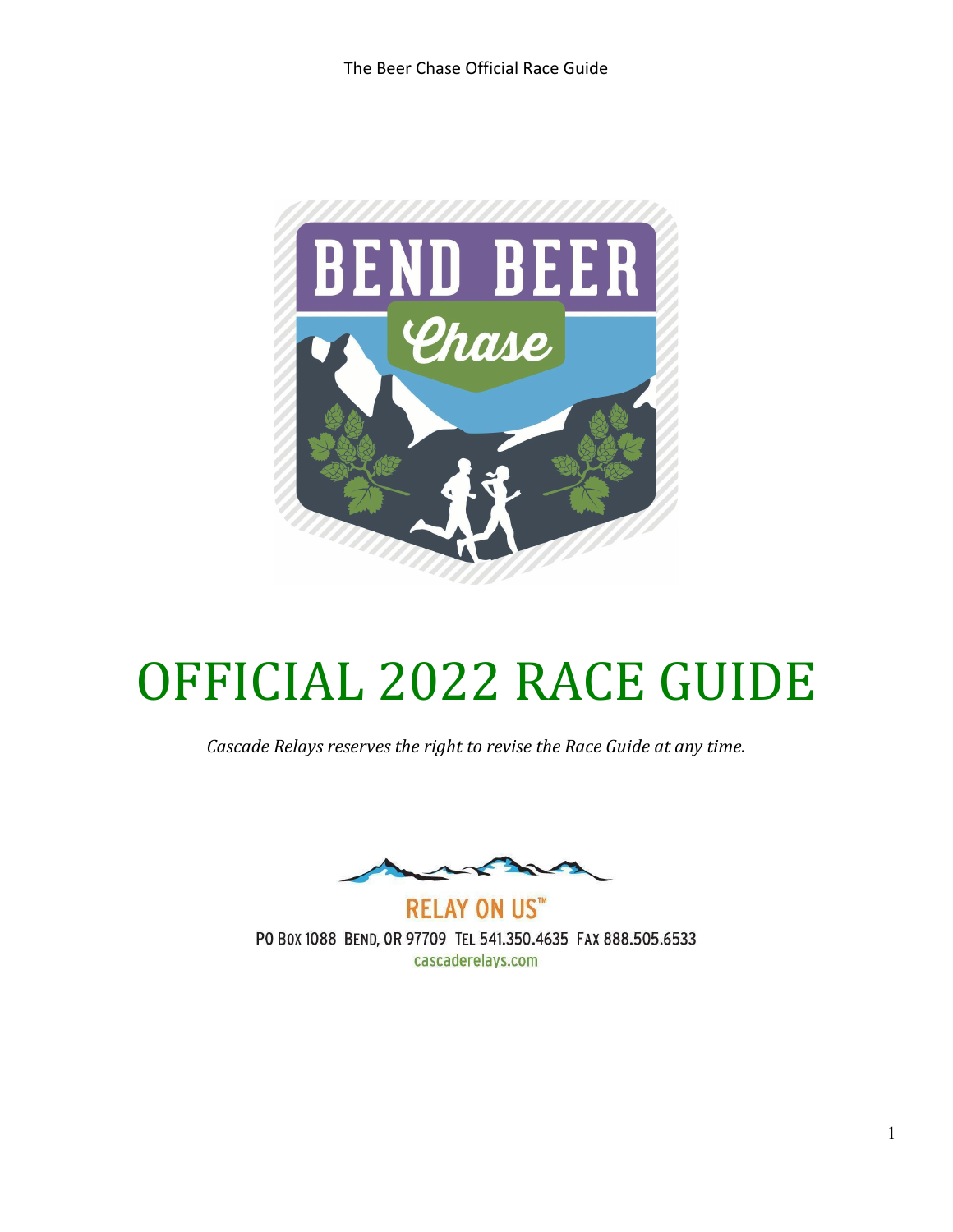# OFFICIAL 2022 RACE GUIDE

*Cascade Relays reserves the right to revise the Race Guide at any time.*

RELAY ON US™

PO Box 1088 Bend, OR 97709 Tel 541.350.4635 Fax 888.505.6533

cascaderelays.com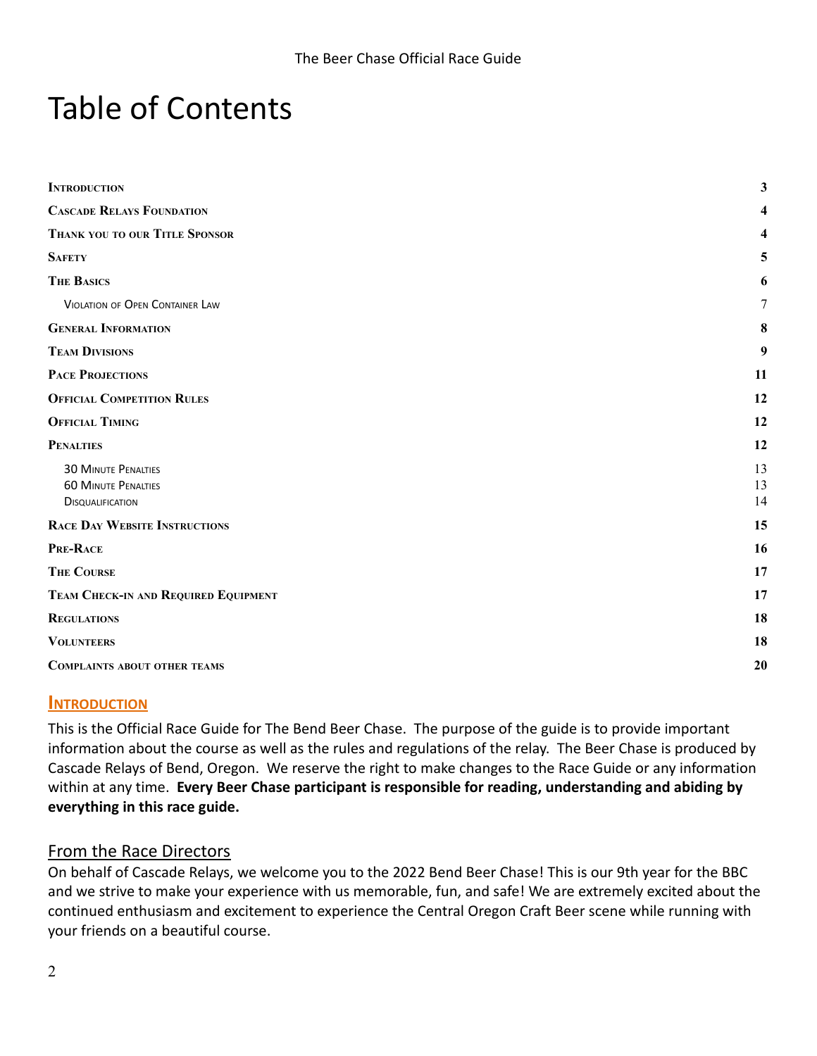# Table of Contents

| | |
|---|---|
| **Introduction** | **3** |
| **Cascade Relays Foundation** | **4** |
| **Thank you to our Title Sponsor** | **4** |
| **Safety** | **5** |
| **The Basics** | **6** |
| Violation of Open Container Law | 7 |
| **General Information** | **8** |
| **Team Divisions** | **9** |
| **Pace Projections** | **11** |
| **Official Competition Rules** | **12** |
| **Official Timing** | **12** |
| **Penalties** | **12** |
| 30 Minute Penalties | 13 |
| 60 Minute Penalties | 13 |
| Disqualification | 14 |
| **Race Day Website Instructions** | **15** |
| **Pre-Race** | **16** |
| **The Course** | **17** |
| **Team Check-in and Required Equipment** | **17** |
| **Regulations** | **18** |
| **Volunteers** | **18** |
| **Complaints about other teams** | **20** |

## Introduction

This is the Official Race Guide for The Bend Beer Chase. The purpose of the guide is to provide important information about the course as well as the rules and regulations of the relay. The Beer Chase is produced by Cascade Relays of Bend, Oregon. We reserve the right to make changes to the Race Guide or any information within at any time. **Every Beer Chase participant is responsible for reading, understanding and abiding by everything in this race guide.**

### From the Race Directors

On behalf of Cascade Relays, we welcome you to the 2022 Bend Beer Chase! This is our 9th year for the BBC and we strive to make your experience with us memorable, fun, and safe! We are extremely excited about the continued enthusiasm and excitement to experience the Central Oregon Craft Beer scene while running with your friends on a beautiful course.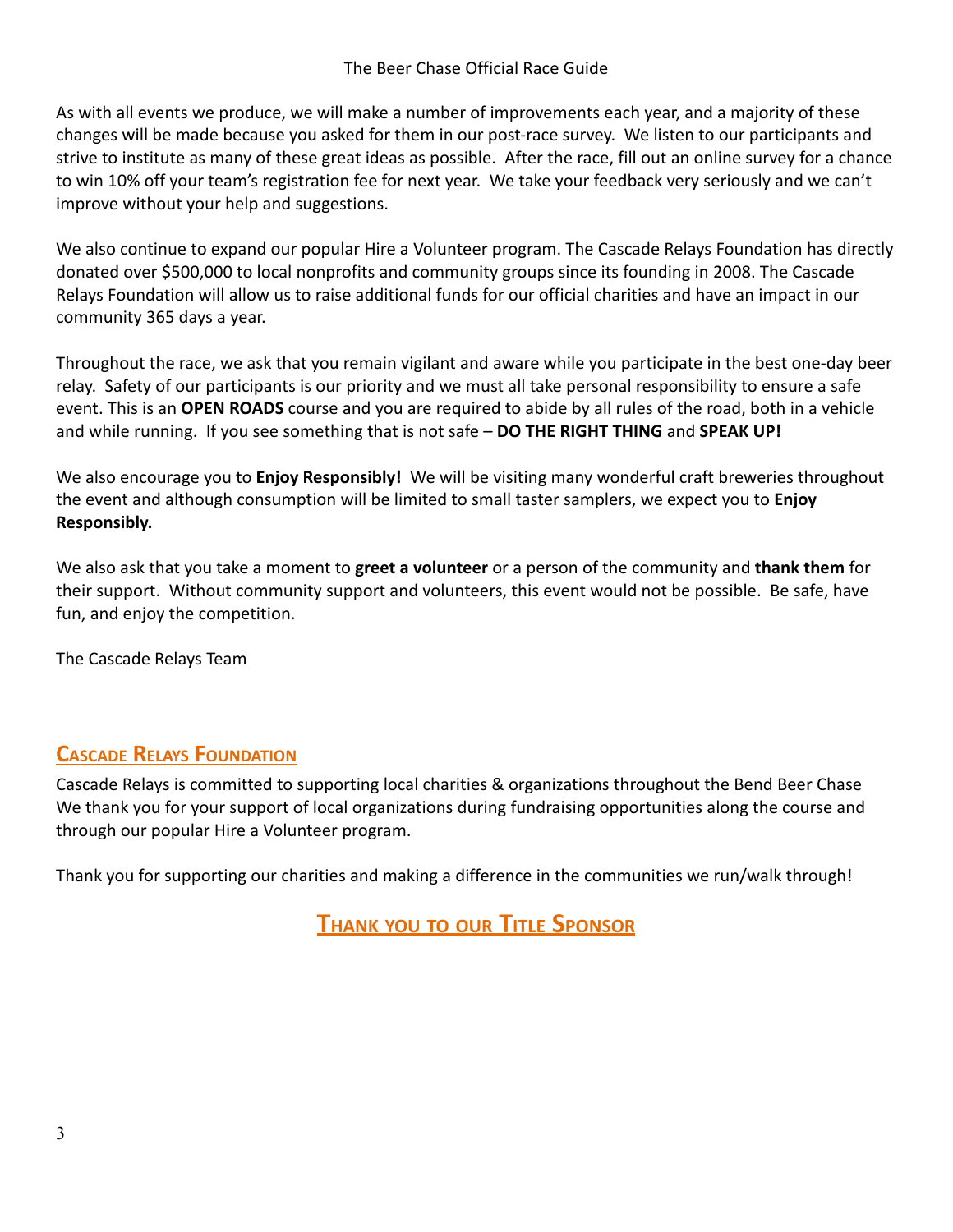As with all events we produce, we will make a number of improvements each year, and a majority of these changes will be made because you asked for them in our post-race survey. We listen to our participants and strive to institute as many of these great ideas as possible. After the race, fill out an online survey for a chance to win 10% off your team's registration fee for next year. We take your feedback very seriously and we can't improve without your help and suggestions.

We also continue to expand our popular Hire a Volunteer program. The Cascade Relays Foundation has directly donated over $500,000 to local nonprofits and community groups since its founding in 2008. The Cascade Relays Foundation will allow us to raise additional funds for our official charities and have an impact in our community 365 days a year.

Throughout the race, we ask that you remain vigilant and aware while you participate in the best one-day beer relay. Safety of our participants is our priority and we must all take personal responsibility to ensure a safe event. This is an **OPEN ROADS** course and you are required to abide by all rules of the road, both in a vehicle and while running. If you see something that is not safe – **DO THE RIGHT THING** and **SPEAK UP!**

We also encourage you to **Enjoy Responsibly!** We will be visiting many wonderful craft breweries throughout the event and although consumption will be limited to small taster samplers, we expect you to **Enjoy Responsibly.**

We also ask that you take a moment to **greet a volunteer** or a person of the community and **thank them** for their support. Without community support and volunteers, this event would not be possible. Be safe, have fun, and enjoy the competition.

The Cascade Relays Team

## Cascade Relays Foundation

Cascade Relays is committed to supporting local charities & organizations throughout the Bend Beer Chase We thank you for your support of local organizations during fundraising opportunities along the course and through our popular Hire a Volunteer program.

Thank you for supporting our charities and making a difference in the communities we run/walk through!

## Thank you to our Title Sponsor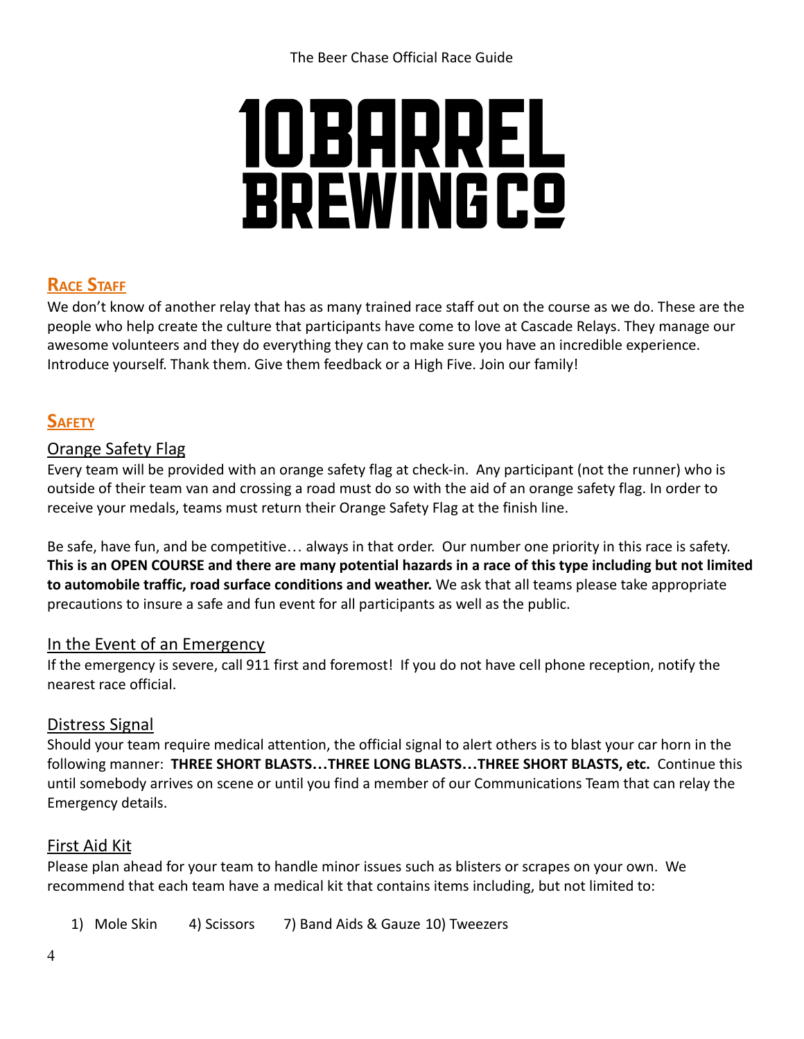# 10 BARREL BREWING CO

## Race Staff

We don't know of another relay that has as many trained race staff out on the course as we do. These are the people who help create the culture that participants have come to love at Cascade Relays. They manage our awesome volunteers and they do everything they can to make sure you have an incredible experience. Introduce yourself. Thank them. Give them feedback or a High Five. Join our family!

## Safety

### Orange Safety Flag

Every team will be provided with an orange safety flag at check-in. Any participant (not the runner) who is outside of their team van and crossing a road must do so with the aid of an orange safety flag. In order to receive your medals, teams must return their Orange Safety Flag at the finish line.

Be safe, have fun, and be competitive… always in that order. Our number one priority in this race is safety. **This is an OPEN COURSE and there are many potential hazards in a race of this type including but not limited to automobile traffic, road surface conditions and weather.** We ask that all teams please take appropriate precautions to insure a safe and fun event for all participants as well as the public.

### In the Event of an Emergency

If the emergency is severe, call 911 first and foremost! If you do not have cell phone reception, notify the nearest race official.

### Distress Signal

Should your team require medical attention, the official signal to alert others is to blast your car horn in the following manner: **THREE SHORT BLASTS…THREE LONG BLASTS…THREE SHORT BLASTS, etc.** Continue this until somebody arrives on scene or until you find a member of our Communications Team that can relay the Emergency details.

### First Aid Kit

Please plan ahead for your team to handle minor issues such as blisters or scrapes on your own. We recommend that each team have a medical kit that contains items including, but not limited to:

1) Mole Skin 4) Scissors 7) Band Aids & Gauze 10) Tweezers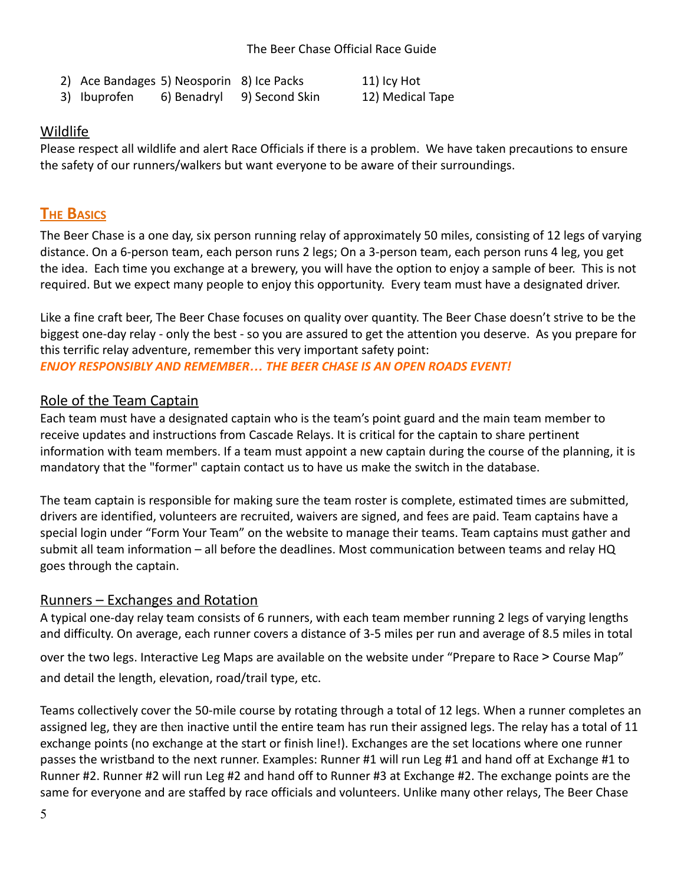2) Ace Bandages 5) Neosporin 8) Ice Packs 11) Icy Hot
3) Ibuprofen 6) Benadryl 9) Second Skin 12) Medical Tape

## Wildlife

Please respect all wildlife and alert Race Officials if there is a problem. We have taken precautions to ensure the safety of our runners/walkers but want everyone to be aware of their surroundings.

# The Basics

The Beer Chase is a one day, six person running relay of approximately 50 miles, consisting of 12 legs of varying distance. On a 6-person team, each person runs 2 legs; On a 3-person team, each person runs 4 leg, you get the idea. Each time you exchange at a brewery, you will have the option to enjoy a sample of beer. This is not required. But we expect many people to enjoy this opportunity. Every team must have a designated driver.

Like a fine craft beer, The Beer Chase focuses on quality over quantity. The Beer Chase doesn't strive to be the biggest one-day relay - only the best - so you are assured to get the attention you deserve. As you prepare for this terrific relay adventure, remember this very important safety point:
***ENJOY RESPONSIBLY AND REMEMBER… THE BEER CHASE IS AN OPEN ROADS EVENT!***

## Role of the Team Captain

Each team must have a designated captain who is the team's point guard and the main team member to receive updates and instructions from Cascade Relays. It is critical for the captain to share pertinent information with team members. If a team must appoint a new captain during the course of the planning, it is mandatory that the "former" captain contact us to have us make the switch in the database.

The team captain is responsible for making sure the team roster is complete, estimated times are submitted, drivers are identified, volunteers are recruited, waivers are signed, and fees are paid. Team captains have a special login under "Form Your Team" on the website to manage their teams. Team captains must gather and submit all team information – all before the deadlines. Most communication between teams and relay HQ goes through the captain.

## Runners – Exchanges and Rotation

A typical one-day relay team consists of 6 runners, with each team member running 2 legs of varying lengths and difficulty. On average, each runner covers a distance of 3-5 miles per run and average of 8.5 miles in total over the two legs. Interactive Leg Maps are available on the website under "Prepare to Race > Course Map" and detail the length, elevation, road/trail type, etc.

Teams collectively cover the 50-mile course by rotating through a total of 12 legs. When a runner completes an assigned leg, they are then inactive until the entire team has run their assigned legs. The relay has a total of 11 exchange points (no exchange at the start or finish line!). Exchanges are the set locations where one runner passes the wristband to the next runner. Examples: Runner #1 will run Leg #1 and hand off at Exchange #1 to Runner #2. Runner #2 will run Leg #2 and hand off to Runner #3 at Exchange #2. The exchange points are the same for everyone and are staffed by race officials and volunteers. Unlike many other relays, The Beer Chase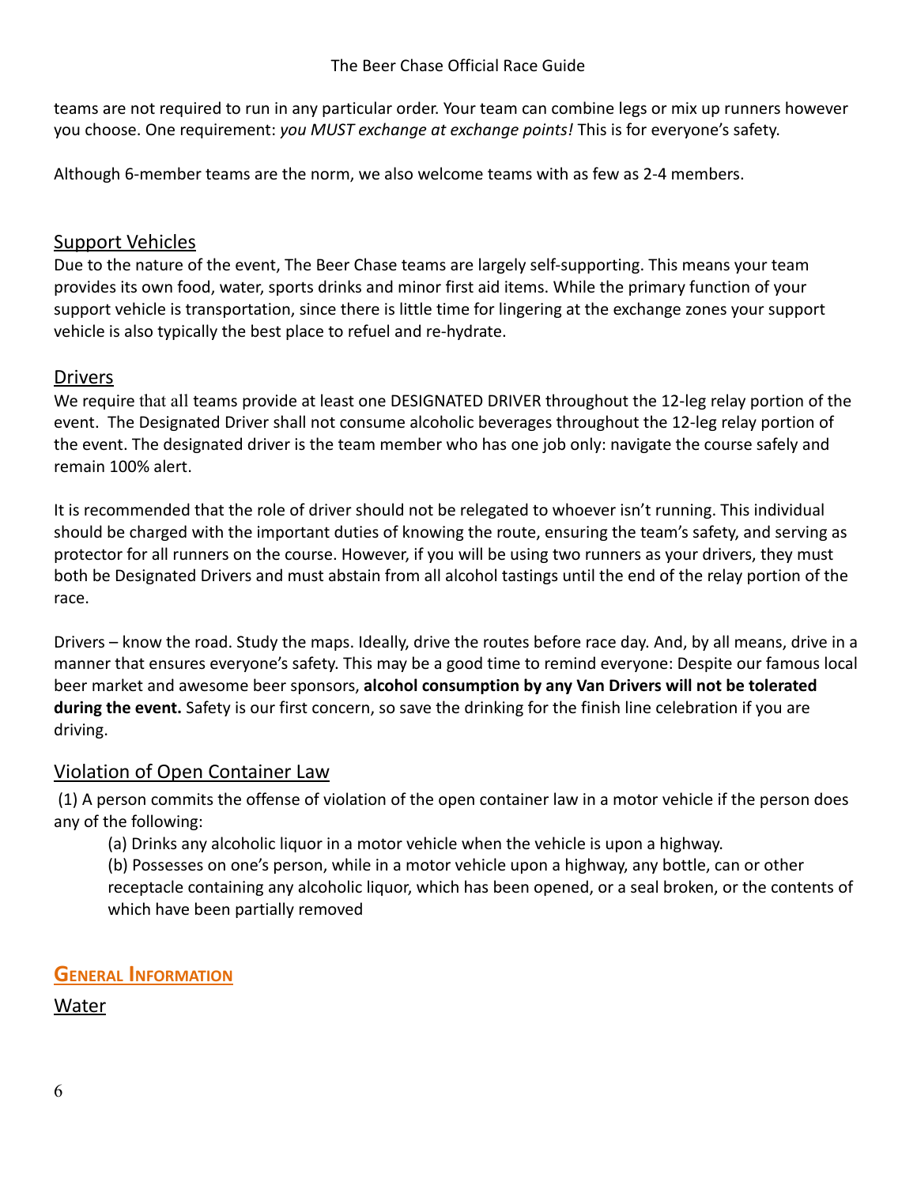teams are not required to run in any particular order. Your team can combine legs or mix up runners however you choose. One requirement: *you MUST exchange at exchange points!* This is for everyone's safety.

Although 6-member teams are the norm, we also welcome teams with as few as 2-4 members.

### Support Vehicles

Due to the nature of the event, The Beer Chase teams are largely self-supporting. This means your team provides its own food, water, sports drinks and minor first aid items. While the primary function of your support vehicle is transportation, since there is little time for lingering at the exchange zones your support vehicle is also typically the best place to refuel and re-hydrate.

### Drivers

We require that all teams provide at least one DESIGNATED DRIVER throughout the 12-leg relay portion of the event. The Designated Driver shall not consume alcoholic beverages throughout the 12-leg relay portion of the event. The designated driver is the team member who has one job only: navigate the course safely and remain 100% alert.

It is recommended that the role of driver should not be relegated to whoever isn't running. This individual should be charged with the important duties of knowing the route, ensuring the team's safety, and serving as protector for all runners on the course. However, if you will be using two runners as your drivers, they must both be Designated Drivers and must abstain from all alcohol tastings until the end of the relay portion of the race.

Drivers – know the road. Study the maps. Ideally, drive the routes before race day. And, by all means, drive in a manner that ensures everyone's safety. This may be a good time to remind everyone: Despite our famous local beer market and awesome beer sponsors, **alcohol consumption by any Van Drivers will not be tolerated during the event.** Safety is our first concern, so save the drinking for the finish line celebration if you are driving.

### Violation of Open Container Law

(1) A person commits the offense of violation of the open container law in a motor vehicle if the person does any of the following:

(a) Drinks any alcoholic liquor in a motor vehicle when the vehicle is upon a highway.

(b) Possesses on one's person, while in a motor vehicle upon a highway, any bottle, can or other receptacle containing any alcoholic liquor, which has been opened, or a seal broken, or the contents of which have been partially removed

## General Information

### Water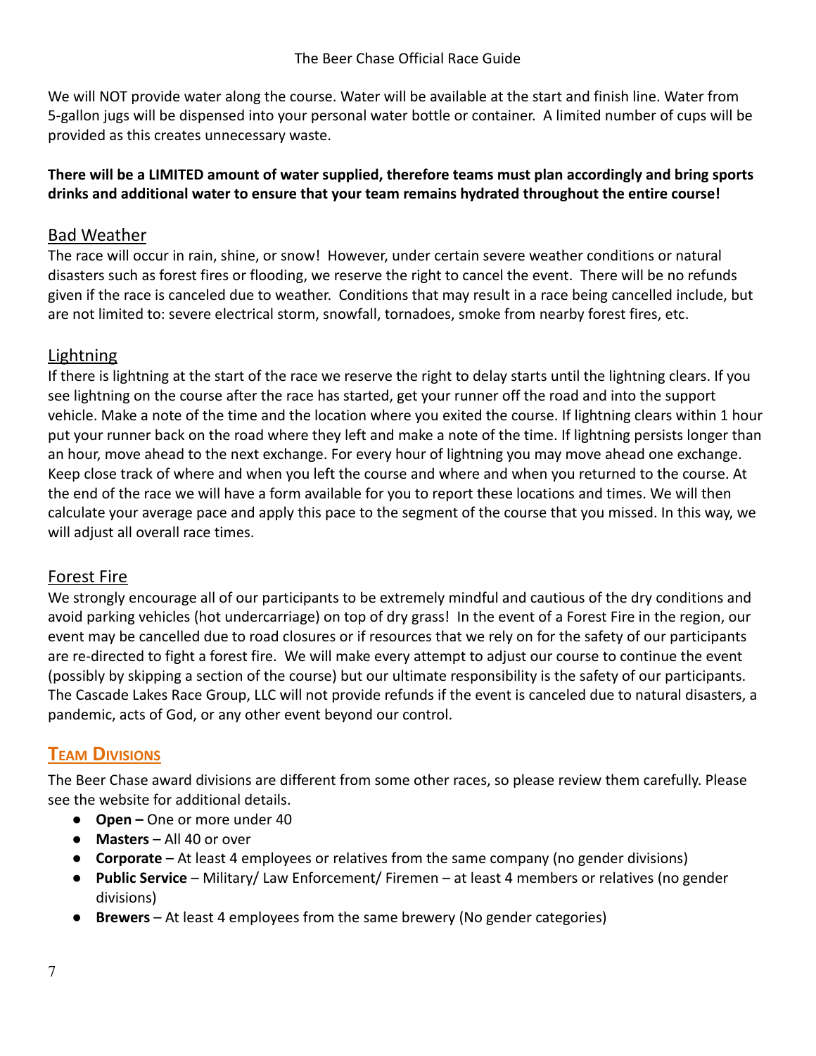We will NOT provide water along the course. Water will be available at the start and finish line. Water from 5-gallon jugs will be dispensed into your personal water bottle or container. A limited number of cups will be provided as this creates unnecessary waste.

**There will be a LIMITED amount of water supplied, therefore teams must plan accordingly and bring sports drinks and additional water to ensure that your team remains hydrated throughout the entire course!**

### Bad Weather

The race will occur in rain, shine, or snow! However, under certain severe weather conditions or natural disasters such as forest fires or flooding, we reserve the right to cancel the event. There will be no refunds given if the race is canceled due to weather. Conditions that may result in a race being cancelled include, but are not limited to: severe electrical storm, snowfall, tornadoes, smoke from nearby forest fires, etc.

### Lightning

If there is lightning at the start of the race we reserve the right to delay starts until the lightning clears. If you see lightning on the course after the race has started, get your runner off the road and into the support vehicle. Make a note of the time and the location where you exited the course. If lightning clears within 1 hour put your runner back on the road where they left and make a note of the time. If lightning persists longer than an hour, move ahead to the next exchange. For every hour of lightning you may move ahead one exchange. Keep close track of where and when you left the course and where and when you returned to the course. At the end of the race we will have a form available for you to report these locations and times. We will then calculate your average pace and apply this pace to the segment of the course that you missed. In this way, we will adjust all overall race times.

### Forest Fire

We strongly encourage all of our participants to be extremely mindful and cautious of the dry conditions and avoid parking vehicles (hot undercarriage) on top of dry grass! In the event of a Forest Fire in the region, our event may be cancelled due to road closures or if resources that we rely on for the safety of our participants are re-directed to fight a forest fire. We will make every attempt to adjust our course to continue the event (possibly by skipping a section of the course) but our ultimate responsibility is the safety of our participants. The Cascade Lakes Race Group, LLC will not provide refunds if the event is canceled due to natural disasters, a pandemic, acts of God, or any other event beyond our control.

## Team Divisions

The Beer Chase award divisions are different from some other races, so please review them carefully. Please see the website for additional details.

- **Open –** One or more under 40
- **Masters** – All 40 or over
- **Corporate** – At least 4 employees or relatives from the same company (no gender divisions)
- **Public Service** – Military/ Law Enforcement/ Firemen – at least 4 members or relatives (no gender divisions)
- **Brewers** – At least 4 employees from the same brewery (No gender categories)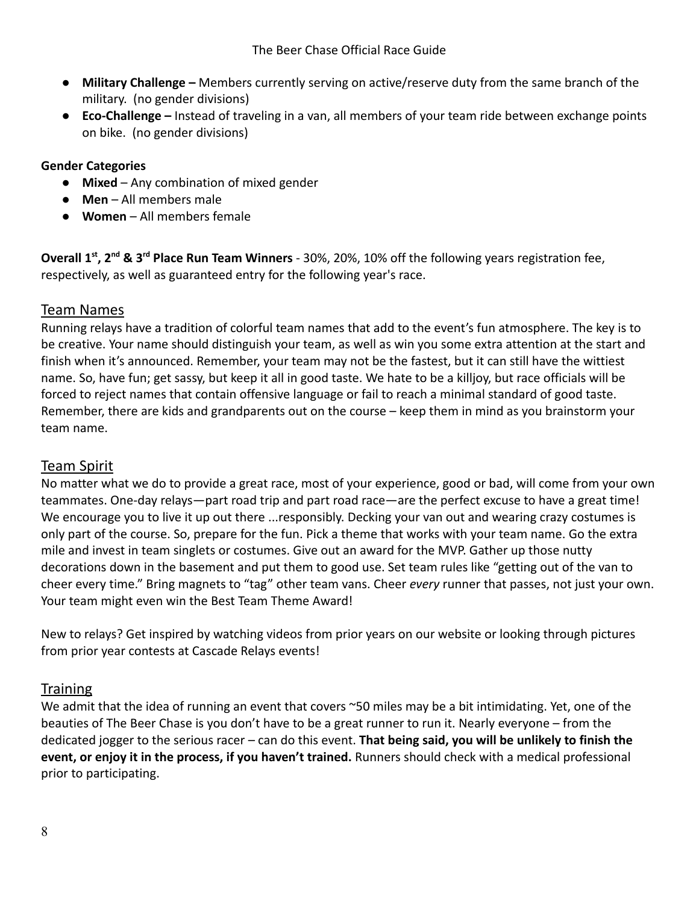- **Military Challenge –** Members currently serving on active/reserve duty from the same branch of the military. (no gender divisions)
- **Eco-Challenge –** Instead of traveling in a van, all members of your team ride between exchange points on bike. (no gender divisions)

**Gender Categories**

- **Mixed** – Any combination of mixed gender
- **Men** – All members male
- **Women** – All members female

**Overall 1st, 2nd & 3rd Place Run Team Winners** - 30%, 20%, 10% off the following years registration fee, respectively, as well as guaranteed entry for the following year's race.

## Team Names

Running relays have a tradition of colorful team names that add to the event's fun atmosphere. The key is to be creative. Your name should distinguish your team, as well as win you some extra attention at the start and finish when it's announced. Remember, your team may not be the fastest, but it can still have the wittiest name. So, have fun; get sassy, but keep it all in good taste. We hate to be a killjoy, but race officials will be forced to reject names that contain offensive language or fail to reach a minimal standard of good taste. Remember, there are kids and grandparents out on the course – keep them in mind as you brainstorm your team name.

## Team Spirit

No matter what we do to provide a great race, most of your experience, good or bad, will come from your own teammates. One-day relays—part road trip and part road race—are the perfect excuse to have a great time! We encourage you to live it up out there ...responsibly. Decking your van out and wearing crazy costumes is only part of the course. So, prepare for the fun. Pick a theme that works with your team name. Go the extra mile and invest in team singlets or costumes. Give out an award for the MVP. Gather up those nutty decorations down in the basement and put them to good use. Set team rules like "getting out of the van to cheer every time." Bring magnets to "tag" other team vans. Cheer *every* runner that passes, not just your own. Your team might even win the Best Team Theme Award!

New to relays? Get inspired by watching videos from prior years on our website or looking through pictures from prior year contests at Cascade Relays events!

## Training

We admit that the idea of running an event that covers ~50 miles may be a bit intimidating. Yet, one of the beauties of The Beer Chase is you don't have to be a great runner to run it. Nearly everyone – from the dedicated jogger to the serious racer – can do this event. **That being said, you will be unlikely to finish the event, or enjoy it in the process, if you haven't trained.** Runners should check with a medical professional prior to participating.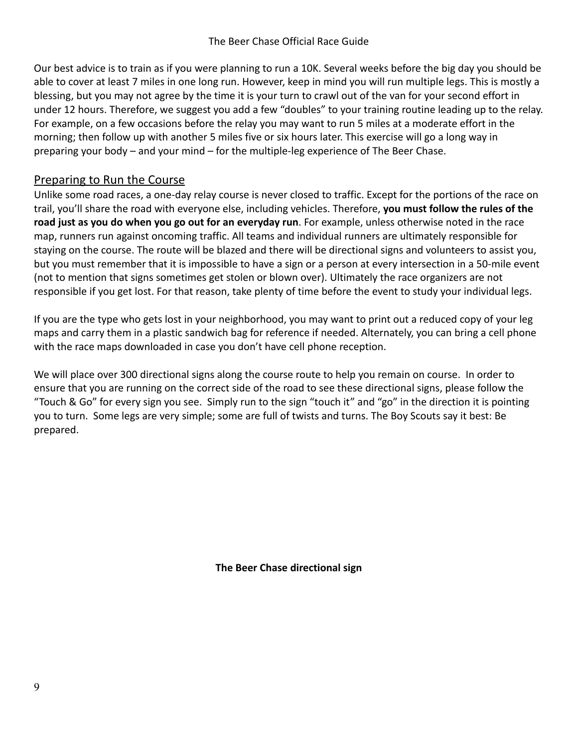Our best advice is to train as if you were planning to run a 10K. Several weeks before the big day you should be able to cover at least 7 miles in one long run. However, keep in mind you will run multiple legs. This is mostly a blessing, but you may not agree by the time it is your turn to crawl out of the van for your second effort in under 12 hours. Therefore, we suggest you add a few “doubles” to your training routine leading up to the relay. For example, on a few occasions before the relay you may want to run 5 miles at a moderate effort in the morning; then follow up with another 5 miles five or six hours later. This exercise will go a long way in preparing your body – and your mind – for the multiple-leg experience of The Beer Chase.

## Preparing to Run the Course

Unlike some road races, a one-day relay course is never closed to traffic. Except for the portions of the race on trail, you’ll share the road with everyone else, including vehicles. Therefore, **you must follow the rules of the road just as you do when you go out for an everyday run**. For example, unless otherwise noted in the race map, runners run against oncoming traffic. All teams and individual runners are ultimately responsible for staying on the course. The route will be blazed and there will be directional signs and volunteers to assist you, but you must remember that it is impossible to have a sign or a person at every intersection in a 50-mile event (not to mention that signs sometimes get stolen or blown over). Ultimately the race organizers are not responsible if you get lost. For that reason, take plenty of time before the event to study your individual legs.

If you are the type who gets lost in your neighborhood, you may want to print out a reduced copy of your leg maps and carry them in a plastic sandwich bag for reference if needed. Alternately, you can bring a cell phone with the race maps downloaded in case you don’t have cell phone reception.

We will place over 300 directional signs along the course route to help you remain on course. In order to ensure that you are running on the correct side of the road to see these directional signs, please follow the “Touch & Go” for every sign you see. Simply run to the sign “touch it” and “go” in the direction it is pointing you to turn. Some legs are very simple; some are full of twists and turns. The Boy Scouts say it best: Be prepared.

**The Beer Chase directional sign**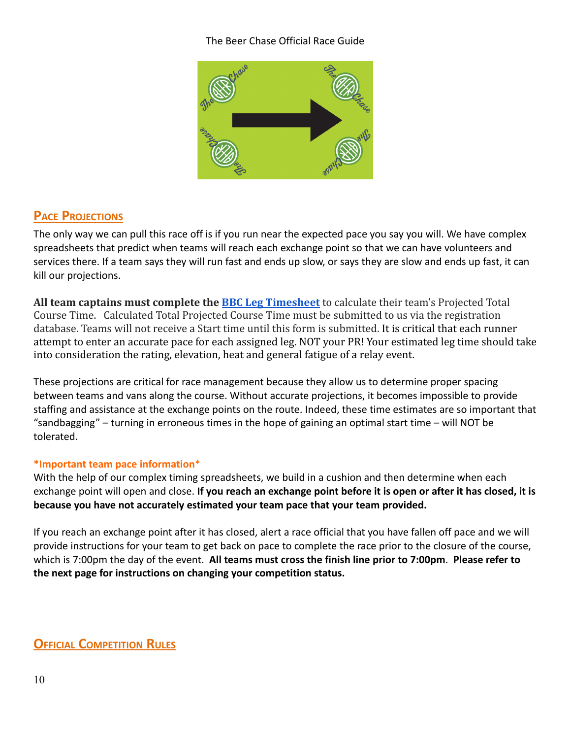## Pace Projections

The only way we can pull this race off is if you run near the expected pace you say you will. We have complex spreadsheets that predict when teams will reach each exchange point so that we can have volunteers and services there. If a team says they will run fast and ends up slow, or says they are slow and ends up fast, it can kill our projections.

**All team captains must complete the [BBC Leg Timesheet]** to calculate their team's Projected Total Course Time. Calculated Total Projected Course Time must be submitted to us via the registration database. Teams will not receive a Start time until this form is submitted. It is critical that each runner attempt to enter an accurate pace for each assigned leg. NOT your PR! Your estimated leg time should take into consideration the rating, elevation, heat and general fatigue of a relay event.

These projections are critical for race management because they allow us to determine proper spacing between teams and vans along the course. Without accurate projections, it becomes impossible to provide staffing and assistance at the exchange points on the route. Indeed, these time estimates are so important that "sandbagging" – turning in erroneous times in the hope of gaining an optimal start time – will NOT be tolerated.

**\*Important team pace information\***

With the help of our complex timing spreadsheets, we build in a cushion and then determine when each exchange point will open and close. **If you reach an exchange point before it is open or after it has closed, it is because you have not accurately estimated your team pace that your team provided.**

If you reach an exchange point after it has closed, alert a race official that you have fallen off pace and we will provide instructions for your team to get back on pace to complete the race prior to the closure of the course, which is 7:00pm the day of the event. **All teams must cross the finish line prior to 7:00pm**. **Please refer to the next page for instructions on changing your competition status.**

## Official Competition Rules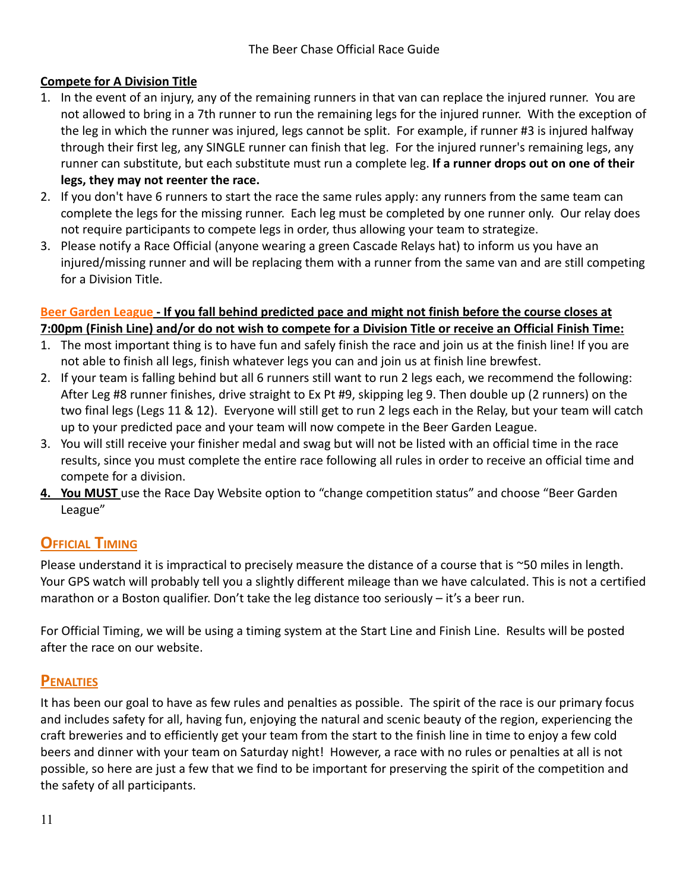### Compete for A Division Title

1. In the event of an injury, any of the remaining runners in that van can replace the injured runner. You are not allowed to bring in a 7th runner to run the remaining legs for the injured runner. With the exception of the leg in which the runner was injured, legs cannot be split. For example, if runner #3 is injured halfway through their first leg, any SINGLE runner can finish that leg. For the injured runner's remaining legs, any runner can substitute, but each substitute must run a complete leg. **If a runner drops out on one of their legs, they may not reenter the race.**
2. If you don't have 6 runners to start the race the same rules apply: any runners from the same team can complete the legs for the missing runner. Each leg must be completed by one runner only. Our relay does not require participants to compete legs in order, thus allowing your team to strategize.
3. Please notify a Race Official (anyone wearing a green Cascade Relays hat) to inform us you have an injured/missing runner and will be replacing them with a runner from the same van and are still competing for a Division Title.

### Beer Garden League - If you fall behind predicted pace and might not finish before the course closes at 7:00pm (Finish Line) and/or do not wish to compete for a Division Title or receive an Official Finish Time:

1. The most important thing is to have fun and safely finish the race and join us at the finish line! If you are not able to finish all legs, finish whatever legs you can and join us at finish line brewfest.
2. If your team is falling behind but all 6 runners still want to run 2 legs each, we recommend the following: After Leg #8 runner finishes, drive straight to Ex Pt #9, skipping leg 9. Then double up (2 runners) on the two final legs (Legs 11 & 12). Everyone will still get to run 2 legs each in the Relay, but your team will catch up to your predicted pace and your team will now compete in the Beer Garden League.
3. You will still receive your finisher medal and swag but will not be listed with an official time in the race results, since you must complete the entire race following all rules in order to receive an official time and compete for a division.
4. **You MUST** use the Race Day Website option to "change competition status" and choose "Beer Garden League"

## Official Timing

Please understand it is impractical to precisely measure the distance of a course that is ~50 miles in length. Your GPS watch will probably tell you a slightly different mileage than we have calculated. This is not a certified marathon or a Boston qualifier. Don't take the leg distance too seriously – it's a beer run.

For Official Timing, we will be using a timing system at the Start Line and Finish Line. Results will be posted after the race on our website.

## Penalties

It has been our goal to have as few rules and penalties as possible. The spirit of the race is our primary focus and includes safety for all, having fun, enjoying the natural and scenic beauty of the region, experiencing the craft breweries and to efficiently get your team from the start to the finish line in time to enjoy a few cold beers and dinner with your team on Saturday night! However, a race with no rules or penalties at all is not possible, so here are just a few that we find to be important for preserving the spirit of the competition and the safety of all participants.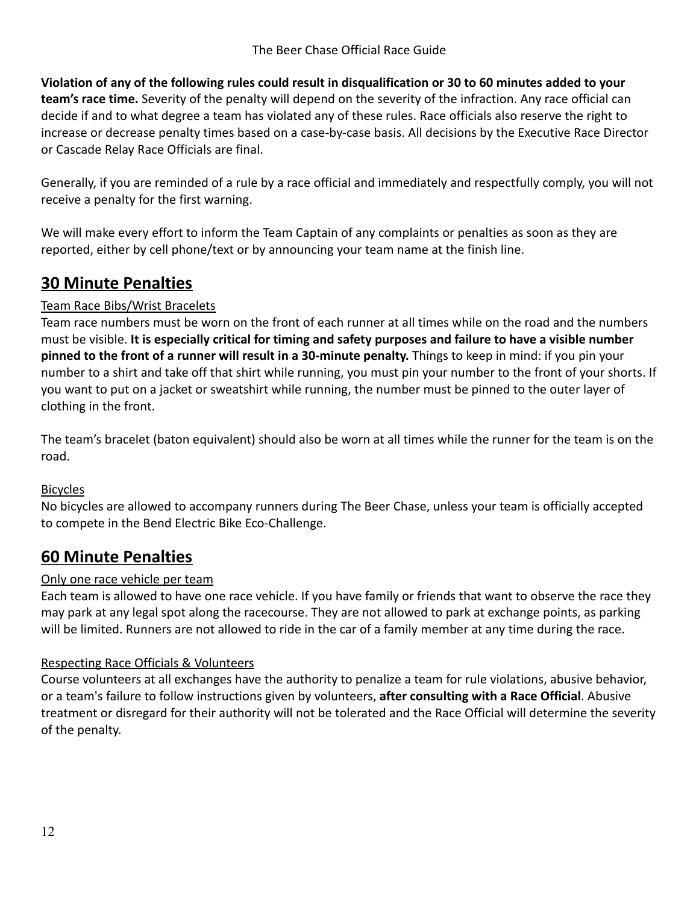**Violation of any of the following rules could result in disqualification or 30 to 60 minutes added to your team's race time.** Severity of the penalty will depend on the severity of the infraction. Any race official can decide if and to what degree a team has violated any of these rules. Race officials also reserve the right to increase or decrease penalty times based on a case-by-case basis. All decisions by the Executive Race Director or Cascade Relay Race Officials are final.

Generally, if you are reminded of a rule by a race official and immediately and respectfully comply, you will not receive a penalty for the first warning.

We will make every effort to inform the Team Captain of any complaints or penalties as soon as they are reported, either by cell phone/text or by announcing your team name at the finish line.

## 30 Minute Penalties

Team Race Bibs/Wrist Bracelets

Team race numbers must be worn on the front of each runner at all times while on the road and the numbers must be visible. **It is especially critical for timing and safety purposes and failure to have a visible number pinned to the front of a runner will result in a 30-minute penalty.** Things to keep in mind: if you pin your number to a shirt and take off that shirt while running, you must pin your number to the front of your shorts. If you want to put on a jacket or sweatshirt while running, the number must be pinned to the outer layer of clothing in the front.

The team's bracelet (baton equivalent) should also be worn at all times while the runner for the team is on the road.

Bicycles

No bicycles are allowed to accompany runners during The Beer Chase, unless your team is officially accepted to compete in the Bend Electric Bike Eco-Challenge.

## 60 Minute Penalties

Only one race vehicle per team

Each team is allowed to have one race vehicle. If you have family or friends that want to observe the race they may park at any legal spot along the racecourse. They are not allowed to park at exchange points, as parking will be limited. Runners are not allowed to ride in the car of a family member at any time during the race.

Respecting Race Officials & Volunteers

Course volunteers at all exchanges have the authority to penalize a team for rule violations, abusive behavior, or a team's failure to follow instructions given by volunteers, **after consulting with a Race Official**. Abusive treatment or disregard for their authority will not be tolerated and the Race Official will determine the severity of the penalty.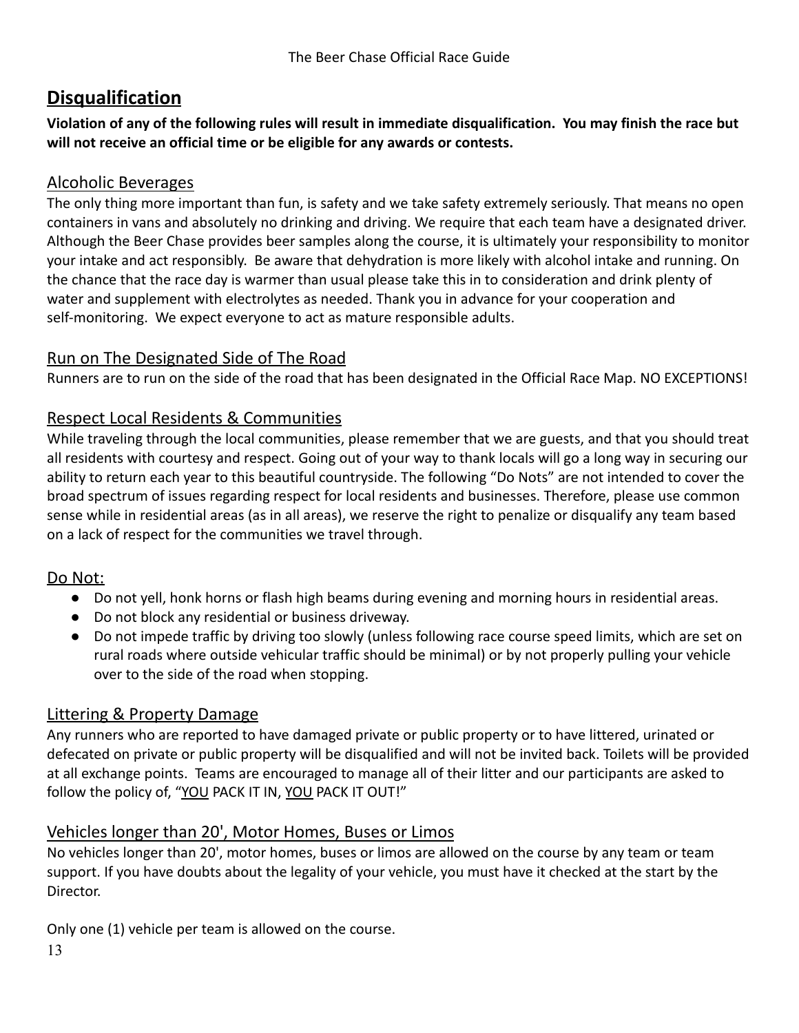## Disqualification

**Violation of any of the following rules will result in immediate disqualification. You may finish the race but will not receive an official time or be eligible for any awards or contests.**

### Alcoholic Beverages

The only thing more important than fun, is safety and we take safety extremely seriously. That means no open containers in vans and absolutely no drinking and driving. We require that each team have a designated driver. Although the Beer Chase provides beer samples along the course, it is ultimately your responsibility to monitor your intake and act responsibly. Be aware that dehydration is more likely with alcohol intake and running. On the chance that the race day is warmer than usual please take this in to consideration and drink plenty of water and supplement with electrolytes as needed. Thank you in advance for your cooperation and self-monitoring. We expect everyone to act as mature responsible adults.

### Run on The Designated Side of The Road

Runners are to run on the side of the road that has been designated in the Official Race Map. NO EXCEPTIONS!

### Respect Local Residents & Communities

While traveling through the local communities, please remember that we are guests, and that you should treat all residents with courtesy and respect. Going out of your way to thank locals will go a long way in securing our ability to return each year to this beautiful countryside. The following "Do Nots" are not intended to cover the broad spectrum of issues regarding respect for local residents and businesses. Therefore, please use common sense while in residential areas (as in all areas), we reserve the right to penalize or disqualify any team based on a lack of respect for the communities we travel through.

### Do Not:

- Do not yell, honk horns or flash high beams during evening and morning hours in residential areas.
- Do not block any residential or business driveway.
- Do not impede traffic by driving too slowly (unless following race course speed limits, which are set on rural roads where outside vehicular traffic should be minimal) or by not properly pulling your vehicle over to the side of the road when stopping.

### Littering & Property Damage

Any runners who are reported to have damaged private or public property or to have littered, urinated or defecated on private or public property will be disqualified and will not be invited back. Toilets will be provided at all exchange points. Teams are encouraged to manage all of their litter and our participants are asked to follow the policy of, "YOU PACK IT IN, YOU PACK IT OUT!"

### Vehicles longer than 20', Motor Homes, Buses or Limos

No vehicles longer than 20', motor homes, buses or limos are allowed on the course by any team or team support. If you have doubts about the legality of your vehicle, you must have it checked at the start by the Director.

Only one (1) vehicle per team is allowed on the course.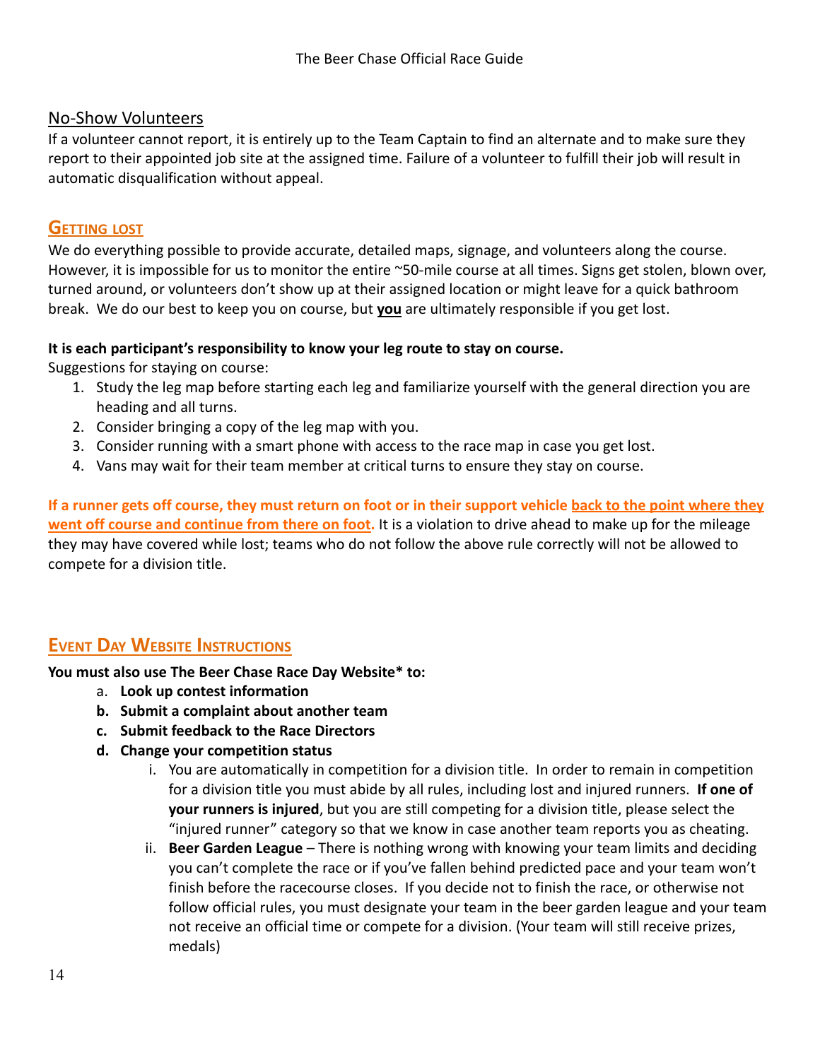## No-Show Volunteers

If a volunteer cannot report, it is entirely up to the Team Captain to find an alternate and to make sure they report to their appointed job site at the assigned time. Failure of a volunteer to fulfill their job will result in automatic disqualification without appeal.

## Getting lost

We do everything possible to provide accurate, detailed maps, signage, and volunteers along the course. However, it is impossible for us to monitor the entire ~50-mile course at all times. Signs get stolen, blown over, turned around, or volunteers don't show up at their assigned location or might leave for a quick bathroom break. We do our best to keep you on course, but **you** are ultimately responsible if you get lost.

**It is each participant's responsibility to know your leg route to stay on course.**

Suggestions for staying on course:

1. Study the leg map before starting each leg and familiarize yourself with the general direction you are heading and all turns.
2. Consider bringing a copy of the leg map with you.
3. Consider running with a smart phone with access to the race map in case you get lost.
4. Vans may wait for their team member at critical turns to ensure they stay on course.

**If a runner gets off course, they must return on foot or in their support vehicle back to the point where they went off course and continue from there on foot.** It is a violation to drive ahead to make up for the mileage they may have covered while lost; teams who do not follow the above rule correctly will not be allowed to compete for a division title.

## Event Day Website Instructions

**You must also use The Beer Chase Race Day Website* to:**

a. **Look up contest information**
b. **Submit a complaint about another team**
c. **Submit feedback to the Race Directors**
d. **Change your competition status**
    i. You are automatically in competition for a division title. In order to remain in competition for a division title you must abide by all rules, including lost and injured runners. **If one of your runners is injured**, but you are still competing for a division title, please select the "injured runner" category so that we know in case another team reports you as cheating.
    ii. **Beer Garden League** – There is nothing wrong with knowing your team limits and deciding you can't complete the race or if you've fallen behind predicted pace and your team won't finish before the racecourse closes. If you decide not to finish the race, or otherwise not follow official rules, you must designate your team in the beer garden league and your team not receive an official time or compete for a division. (Your team will still receive prizes, medals)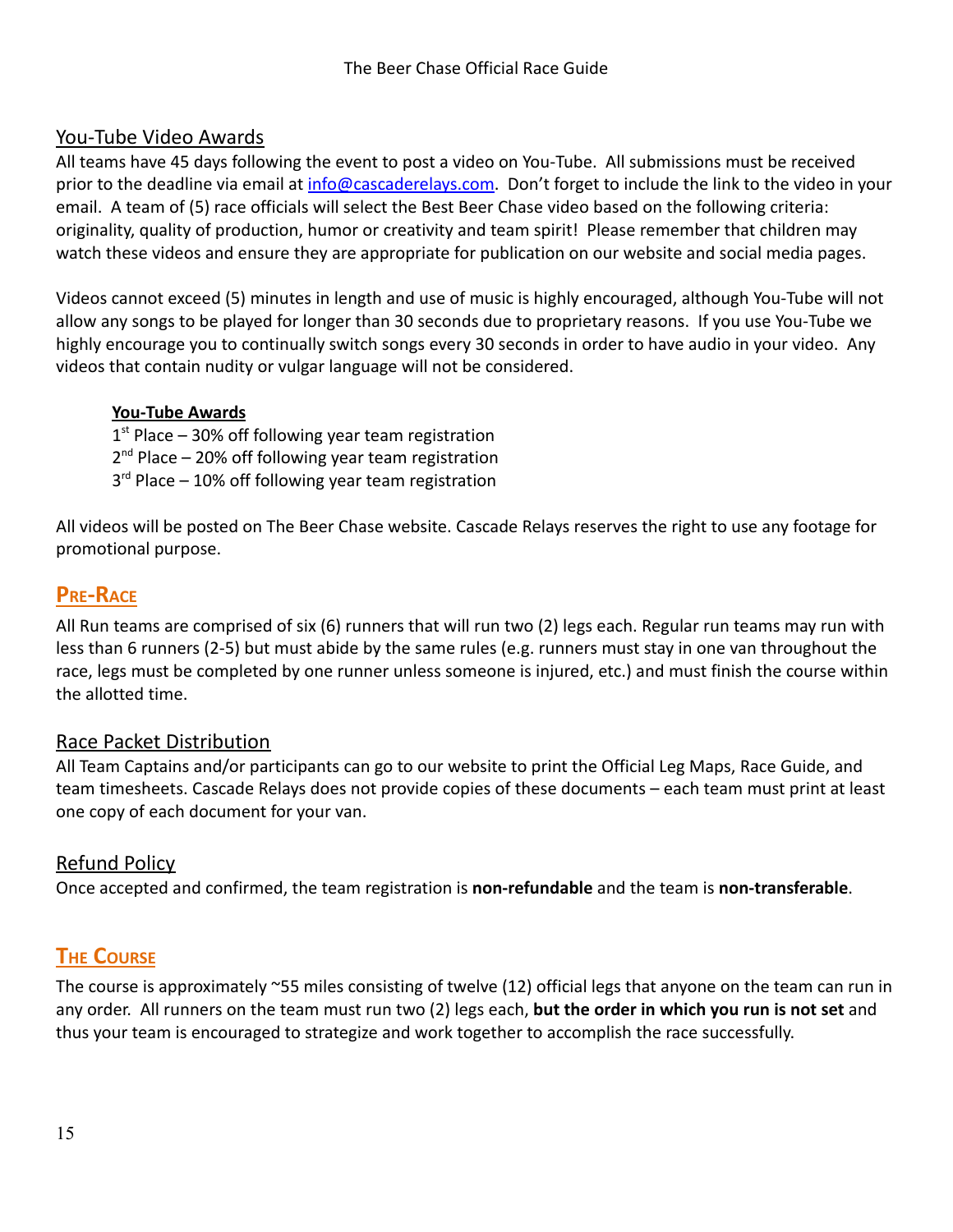### You-Tube Video Awards

All teams have 45 days following the event to post a video on You-Tube. All submissions must be received prior to the deadline via email at info@cascaderelays.com. Don't forget to include the link to the video in your email. A team of (5) race officials will select the Best Beer Chase video based on the following criteria: originality, quality of production, humor or creativity and team spirit! Please remember that children may watch these videos and ensure they are appropriate for publication on our website and social media pages.

Videos cannot exceed (5) minutes in length and use of music is highly encouraged, although You-Tube will not allow any songs to be played for longer than 30 seconds due to proprietary reasons. If you use You-Tube we highly encourage you to continually switch songs every 30 seconds in order to have audio in your video. Any videos that contain nudity or vulgar language will not be considered.

**You-Tube Awards**

1st Place – 30% off following year team registration
2nd Place – 20% off following year team registration
3rd Place – 10% off following year team registration

All videos will be posted on The Beer Chase website. Cascade Relays reserves the right to use any footage for promotional purpose.

## Pre-Race

All Run teams are comprised of six (6) runners that will run two (2) legs each. Regular run teams may run with less than 6 runners (2-5) but must abide by the same rules (e.g. runners must stay in one van throughout the race, legs must be completed by one runner unless someone is injured, etc.) and must finish the course within the allotted time.

### Race Packet Distribution

All Team Captains and/or participants can go to our website to print the Official Leg Maps, Race Guide, and team timesheets. Cascade Relays does not provide copies of these documents – each team must print at least one copy of each document for your van.

### Refund Policy

Once accepted and confirmed, the team registration is **non-refundable** and the team is **non-transferable**.

## The Course

The course is approximately ~55 miles consisting of twelve (12) official legs that anyone on the team can run in any order. All runners on the team must run two (2) legs each, **but the order in which you run is not set** and thus your team is encouraged to strategize and work together to accomplish the race successfully.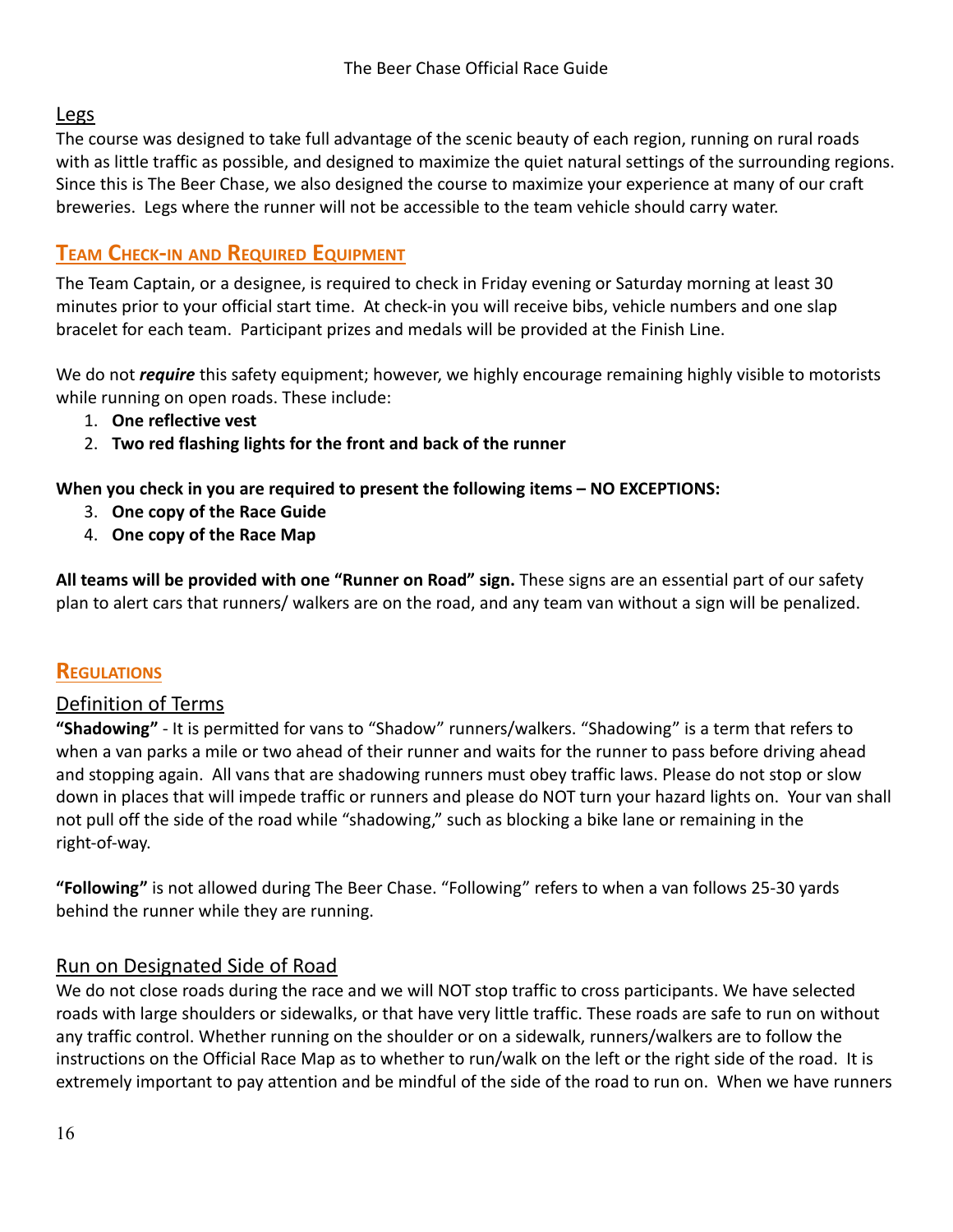## Legs

The course was designed to take full advantage of the scenic beauty of each region, running on rural roads with as little traffic as possible, and designed to maximize the quiet natural settings of the surrounding regions. Since this is The Beer Chase, we also designed the course to maximize your experience at many of our craft breweries. Legs where the runner will not be accessible to the team vehicle should carry water.

# Team Check-in and Required Equipment

The Team Captain, or a designee, is required to check in Friday evening or Saturday morning at least 30 minutes prior to your official start time. At check-in you will receive bibs, vehicle numbers and one slap bracelet for each team. Participant prizes and medals will be provided at the Finish Line.

We do not ***require*** this safety equipment; however, we highly encourage remaining highly visible to motorists while running on open roads. These include:

1. **One reflective vest**
2. **Two red flashing lights for the front and back of the runner**

**When you check in you are required to present the following items – NO EXCEPTIONS:**

3. **One copy of the Race Guide**
4. **One copy of the Race Map**

**All teams will be provided with one "Runner on Road" sign.** These signs are an essential part of our safety plan to alert cars that runners/ walkers are on the road, and any team van without a sign will be penalized.

# Regulations

## Definition of Terms

**"Shadowing"** - It is permitted for vans to "Shadow" runners/walkers. "Shadowing" is a term that refers to when a van parks a mile or two ahead of their runner and waits for the runner to pass before driving ahead and stopping again. All vans that are shadowing runners must obey traffic laws. Please do not stop or slow down in places that will impede traffic or runners and please do NOT turn your hazard lights on. Your van shall not pull off the side of the road while "shadowing," such as blocking a bike lane or remaining in the right-of-way.

**"Following"** is not allowed during The Beer Chase. "Following" refers to when a van follows 25-30 yards behind the runner while they are running.

## Run on Designated Side of Road

We do not close roads during the race and we will NOT stop traffic to cross participants. We have selected roads with large shoulders or sidewalks, or that have very little traffic. These roads are safe to run on without any traffic control. Whether running on the shoulder or on a sidewalk, runners/walkers are to follow the instructions on the Official Race Map as to whether to run/walk on the left or the right side of the road. It is extremely important to pay attention and be mindful of the side of the road to run on. When we have runners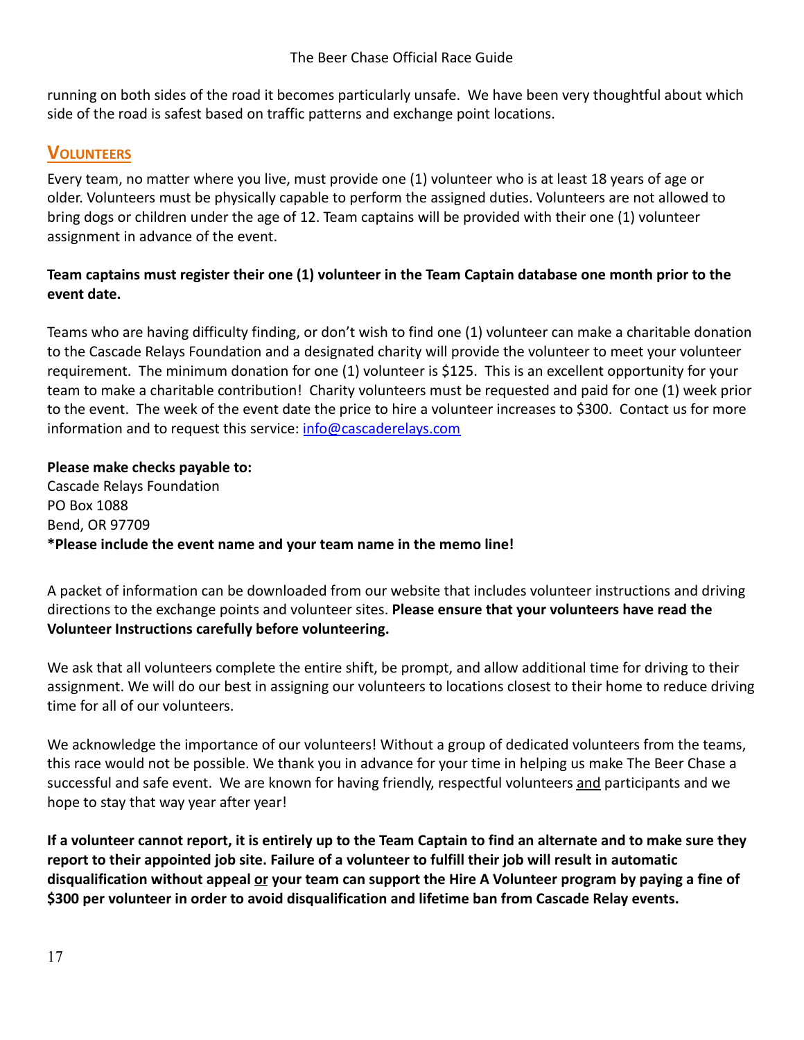running on both sides of the road it becomes particularly unsafe. We have been very thoughtful about which side of the road is safest based on traffic patterns and exchange point locations.

## Volunteers

Every team, no matter where you live, must provide one (1) volunteer who is at least 18 years of age or older. Volunteers must be physically capable to perform the assigned duties. Volunteers are not allowed to bring dogs or children under the age of 12. Team captains will be provided with their one (1) volunteer assignment in advance of the event.

**Team captains must register their one (1) volunteer in the Team Captain database one month prior to the event date.**

Teams who are having difficulty finding, or don't wish to find one (1) volunteer can make a charitable donation to the Cascade Relays Foundation and a designated charity will provide the volunteer to meet your volunteer requirement. The minimum donation for one (1) volunteer is $125. This is an excellent opportunity for your team to make a charitable contribution! Charity volunteers must be requested and paid for one (1) week prior to the event. The week of the event date the price to hire a volunteer increases to $300. Contact us for more information and to request this service: info@cascaderelays.com

**Please make checks payable to:**
Cascade Relays Foundation
PO Box 1088
Bend, OR 97709
**\*Please include the event name and your team name in the memo line!**

A packet of information can be downloaded from our website that includes volunteer instructions and driving directions to the exchange points and volunteer sites. **Please ensure that your volunteers have read the Volunteer Instructions carefully before volunteering.**

We ask that all volunteers complete the entire shift, be prompt, and allow additional time for driving to their assignment. We will do our best in assigning our volunteers to locations closest to their home to reduce driving time for all of our volunteers.

We acknowledge the importance of our volunteers! Without a group of dedicated volunteers from the teams, this race would not be possible. We thank you in advance for your time in helping us make The Beer Chase a successful and safe event. We are known for having friendly, respectful volunteers and participants and we hope to stay that way year after year!

**If a volunteer cannot report, it is entirely up to the Team Captain to find an alternate and to make sure they report to their appointed job site. Failure of a volunteer to fulfill their job will result in automatic disqualification without appeal or your team can support the Hire A Volunteer program by paying a fine of $300 per volunteer in order to avoid disqualification and lifetime ban from Cascade Relay events.**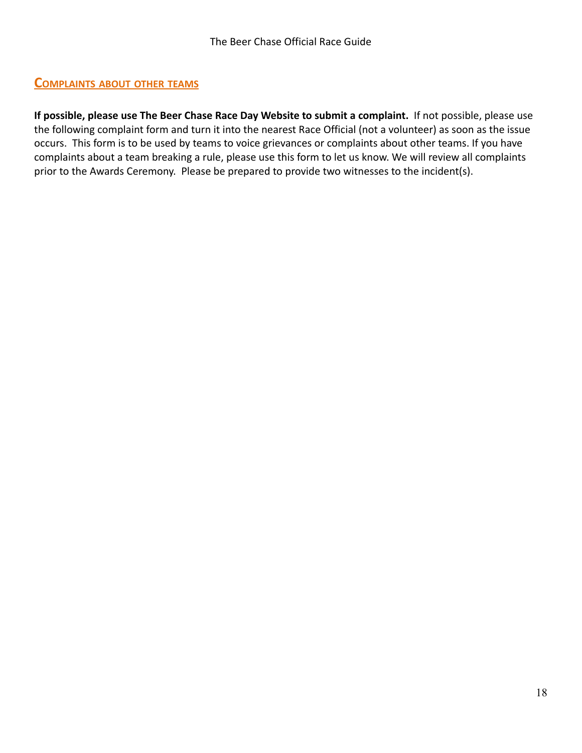## Complaints about other teams

**If possible, please use The Beer Chase Race Day Website to submit a complaint.** If not possible, please use the following complaint form and turn it into the nearest Race Official (not a volunteer) as soon as the issue occurs. This form is to be used by teams to voice grievances or complaints about other teams. If you have complaints about a team breaking a rule, please use this form to let us know. We will review all complaints prior to the Awards Ceremony. Please be prepared to provide two witnesses to the incident(s).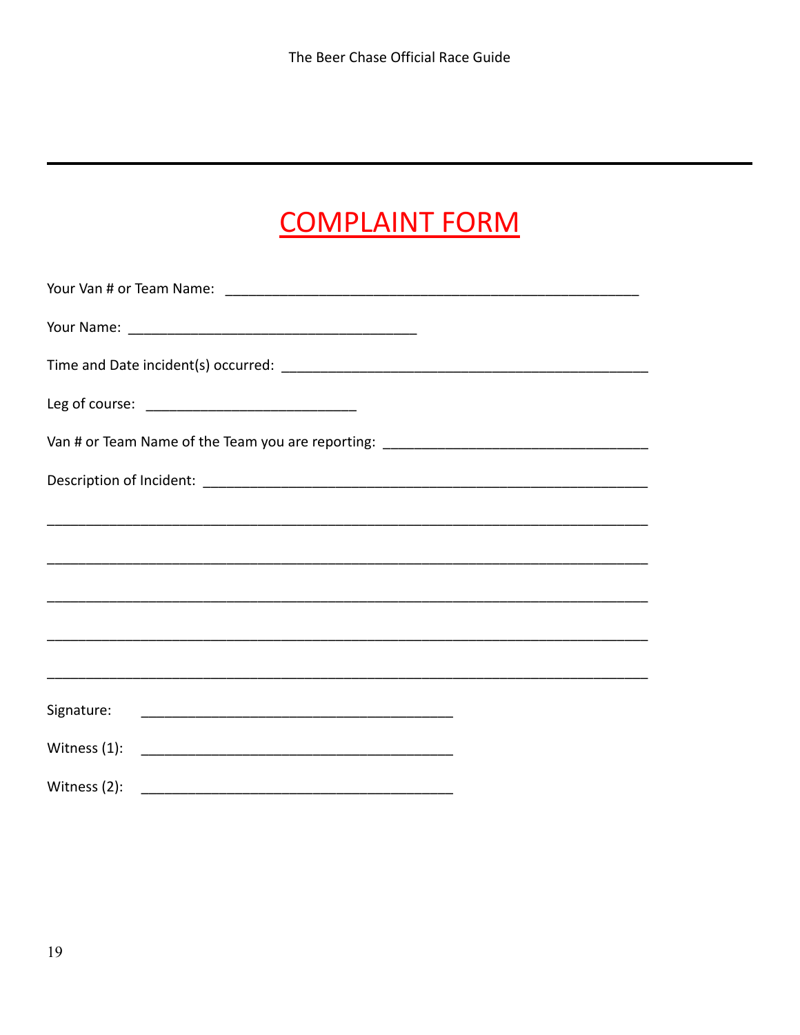# COMPLAINT FORM

Your Van # or Team Name: ____________________________________________________

Your Name: ____________________________________

Time and Date incident(s) occurred: ______________________________________________

Leg of course: ___________________________

Van # or Team Name of the Team you are reporting: __________________________________

Description of Incident: ________________________________________________________

______________________________________________________________________________

______________________________________________________________________________

______________________________________________________________________________

______________________________________________________________________________

______________________________________________________________________________

Signature: ________________________________________

Witness (1): ________________________________________

Witness (2): ________________________________________